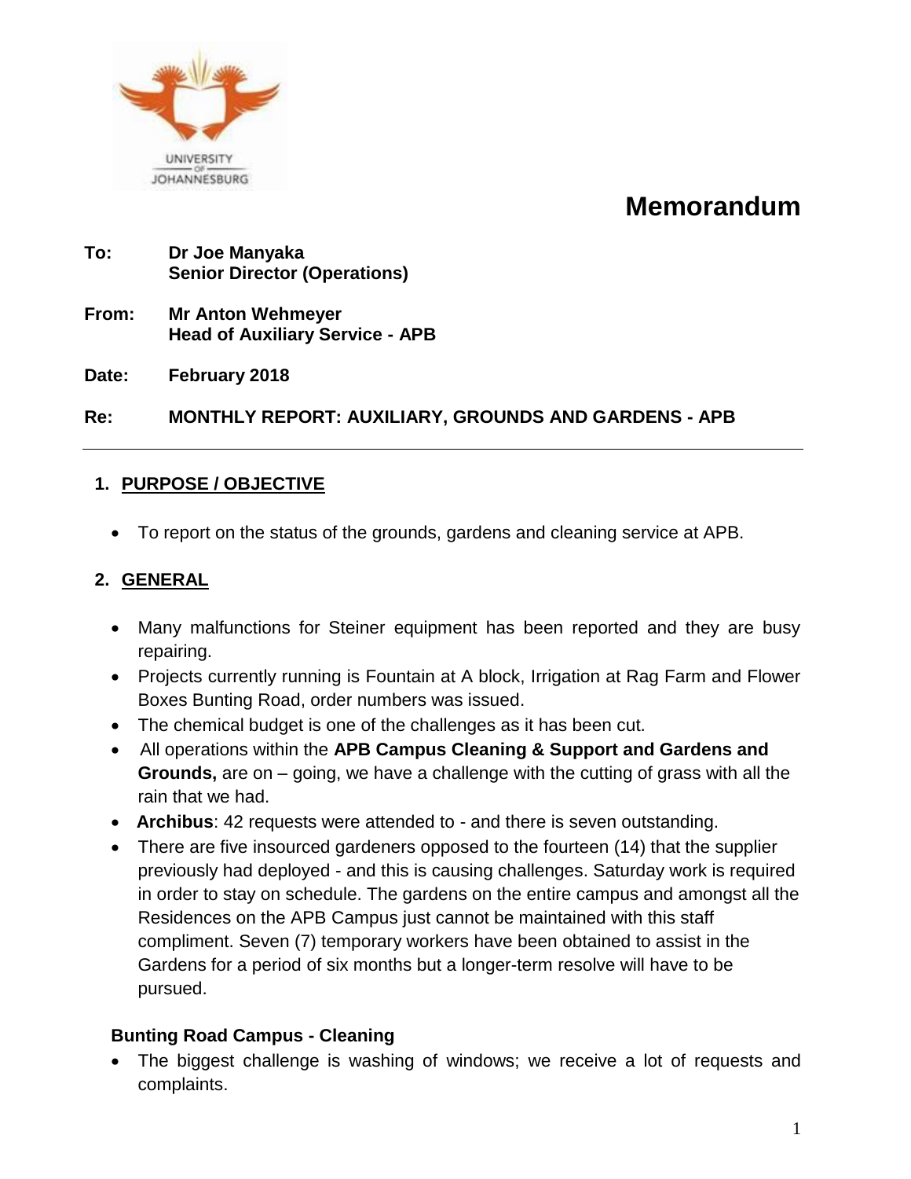UNIVERSITY OF JOHANNESBURG

# Memorandum

**To:** **Dr Joe Manyaka**
**Senior Director (Operations)**

**From:** **Mr Anton Wehmeyer**
**Head of Auxiliary Service - APB**

**Date:** **February 2018**

**Re:** **MONTHLY REPORT: AUXILIARY, GROUNDS AND GARDENS - APB**

---

## 1. PURPOSE / OBJECTIVE

- To report on the status of the grounds, gardens and cleaning service at APB.

## 2. GENERAL

- Many malfunctions for Steiner equipment has been reported and they are busy repairing.
- Projects currently running is Fountain at A block, Irrigation at Rag Farm and Flower Boxes Bunting Road, order numbers was issued.
- The chemical budget is one of the challenges as it has been cut.
- All operations within the **APB Campus Cleaning & Support and Gardens and Grounds,** are on – going, we have a challenge with the cutting of grass with all the rain that we had.
- **Archibus**: 42 requests were attended to - and there is seven outstanding.
- There are five insourced gardeners opposed to the fourteen (14) that the supplier previously had deployed - and this is causing challenges. Saturday work is required in order to stay on schedule. The gardens on the entire campus and amongst all the Residences on the APB Campus just cannot be maintained with this staff compliment. Seven (7) temporary workers have been obtained to assist in the Gardens for a period of six months but a longer-term resolve will have to be pursued.

### Bunting Road Campus - Cleaning

- The biggest challenge is washing of windows; we receive a lot of requests and complaints.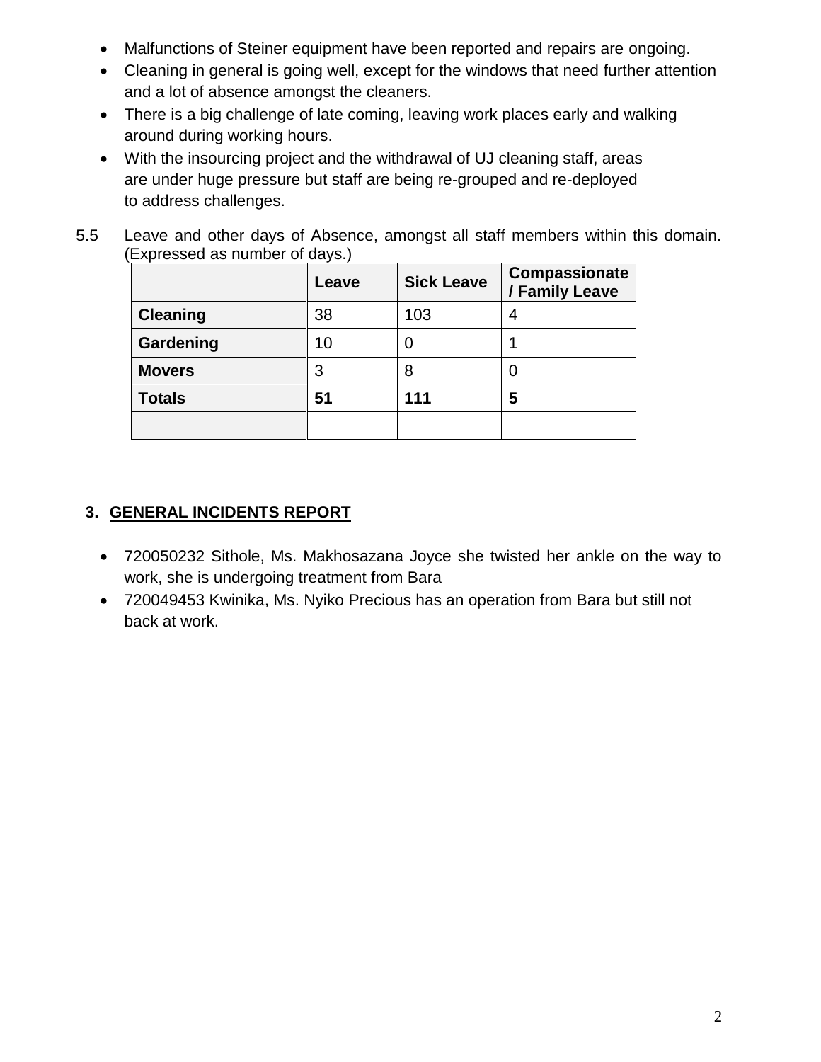- Malfunctions of Steiner equipment have been reported and repairs are ongoing.
- Cleaning in general is going well, except for the windows that need further attention and a lot of absence amongst the cleaners.
- There is a big challenge of late coming, leaving work places early and walking around during working hours.
- With the insourcing project and the withdrawal of UJ cleaning staff, areas are under huge pressure but staff are being re-grouped and re-deployed to address challenges.

5.5 Leave and other days of Absence, amongst all staff members within this domain. (Expressed as number of days.)

| | Leave | Sick Leave | Compassionate / Family Leave |
|---|---|---|---|
| **Cleaning** | 38 | 103 | 4 |
| **Gardening** | 10 | 0 | 1 |
| **Movers** | 3 | 8 | 0 |
| **Totals** | **51** | **111** | **5** |
| | | | |

## 3. GENERAL INCIDENTS REPORT

- 720050232 Sithole, Ms. Makhosazana Joyce she twisted her ankle on the way to work, she is undergoing treatment from Bara
- 720049453 Kwinika, Ms. Nyiko Precious has an operation from Bara but still not back at work.